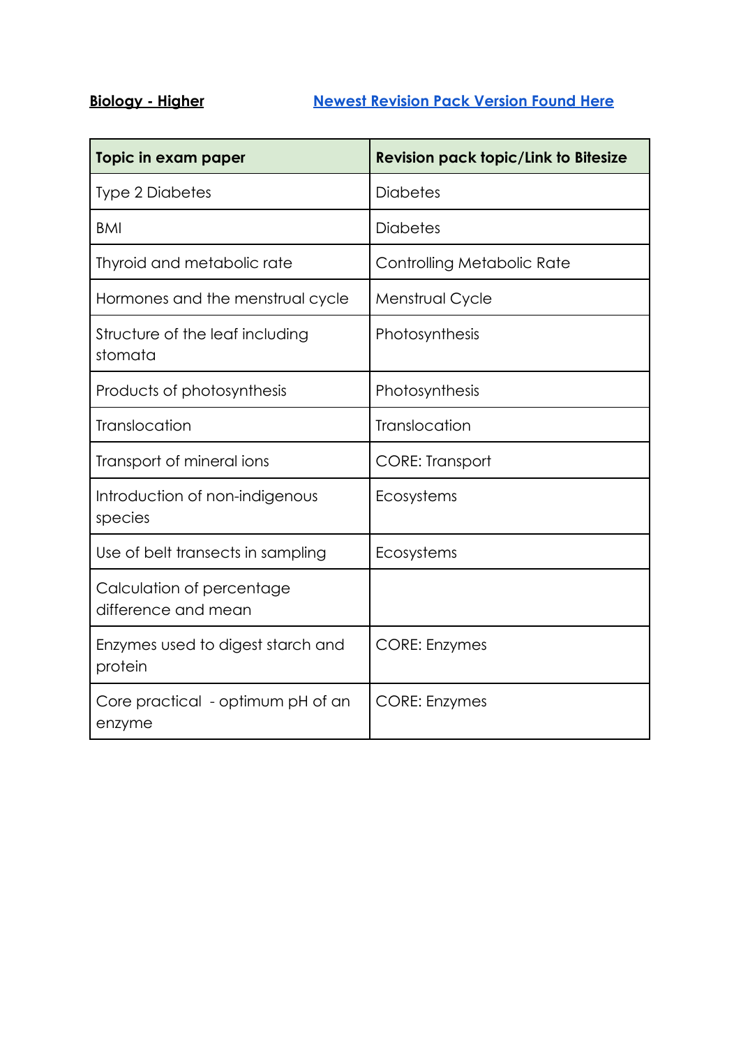**Biology - Higher** [Newest Revision Pack Version Found Here]

| Topic in exam paper | Revision pack topic/Link to Bitesize |
|---|---|
| Type 2 Diabetes | Diabetes |
| BMI | Diabetes |
| Thyroid and metabolic rate | Controlling Metabolic Rate |
| Hormones and the menstrual cycle | Menstrual Cycle |
| Structure of the leaf including stomata | Photosynthesis |
| Products of photosynthesis | Photosynthesis |
| Translocation | Translocation |
| Transport of mineral ions | CORE: Transport |
| Introduction of non-indigenous species | Ecosystems |
| Use of belt transects in sampling | Ecosystems |
| Calculation of percentage difference and mean | |
| Enzymes used to digest starch and protein | CORE: Enzymes |
| Core practical - optimum pH of an enzyme | CORE: Enzymes |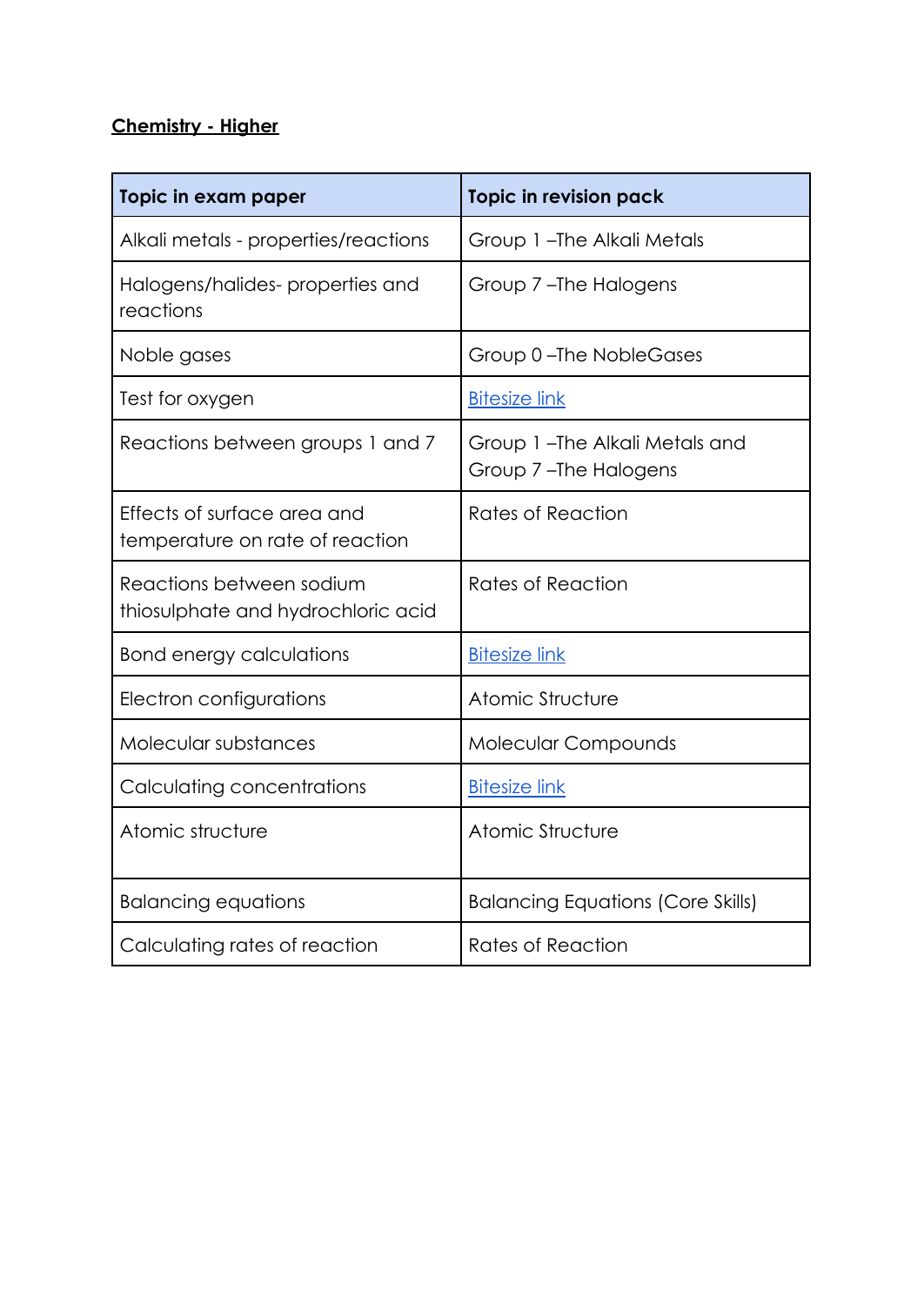**Chemistry - Higher**

| Topic in exam paper | Topic in revision pack |
| --- | --- |
| Alkali metals - properties/reactions | Group 1 –The Alkali Metals |
| Halogens/halides- properties and reactions | Group 7 –The Halogens |
| Noble gases | Group 0 –The NobleGases |
| Test for oxygen | Bitesize link |
| Reactions between groups 1 and 7 | Group 1 –The Alkali Metals and Group 7 –The Halogens |
| Effects of surface area and temperature on rate of reaction | Rates of Reaction |
| Reactions between sodium thiosulphate and hydrochloric acid | Rates of Reaction |
| Bond energy calculations | Bitesize link |
| Electron configurations | Atomic Structure |
| Molecular substances | Molecular Compounds |
| Calculating concentrations | Bitesize link |
| Atomic structure | Atomic Structure |
| Balancing equations | Balancing Equations (Core Skills) |
| Calculating rates of reaction | Rates of Reaction |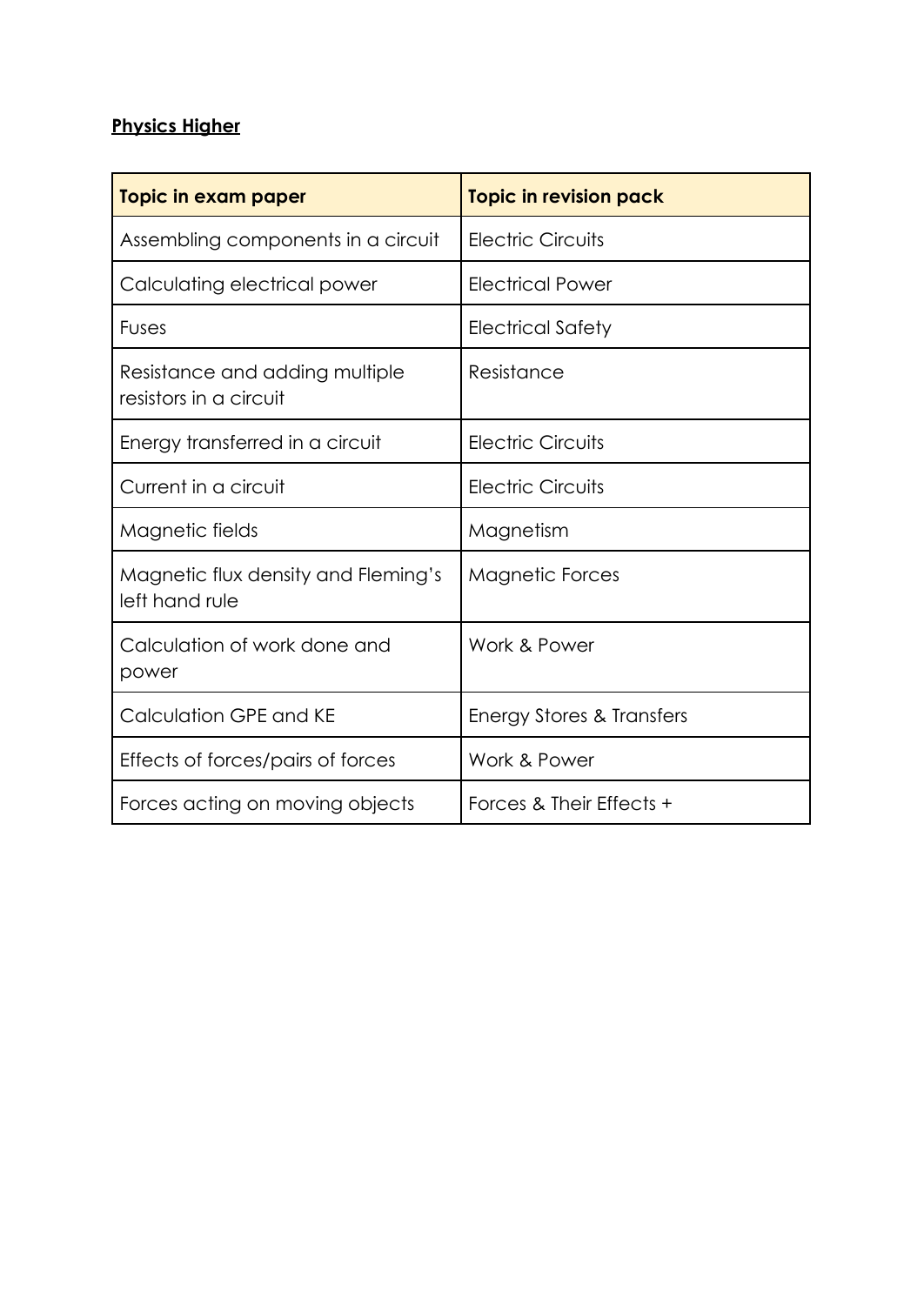**<u>Physics Higher</u>**

| **Topic in exam paper** | **Topic in revision pack** |
| --- | --- |
| Assembling components in a circuit | Electric Circuits |
| Calculating electrical power | Electrical Power |
| Fuses | Electrical Safety |
| Resistance and adding multiple resistors in a circuit | Resistance |
| Energy transferred in a circuit | Electric Circuits |
| Current in a circuit | Electric Circuits |
| Magnetic fields | Magnetism |
| Magnetic flux density and Fleming's left hand rule | Magnetic Forces |
| Calculation of work done and power | Work & Power |
| Calculation GPE and KE | Energy Stores & Transfers |
| Effects of forces/pairs of forces | Work & Power |
| Forces acting on moving objects | Forces & Their Effects + |